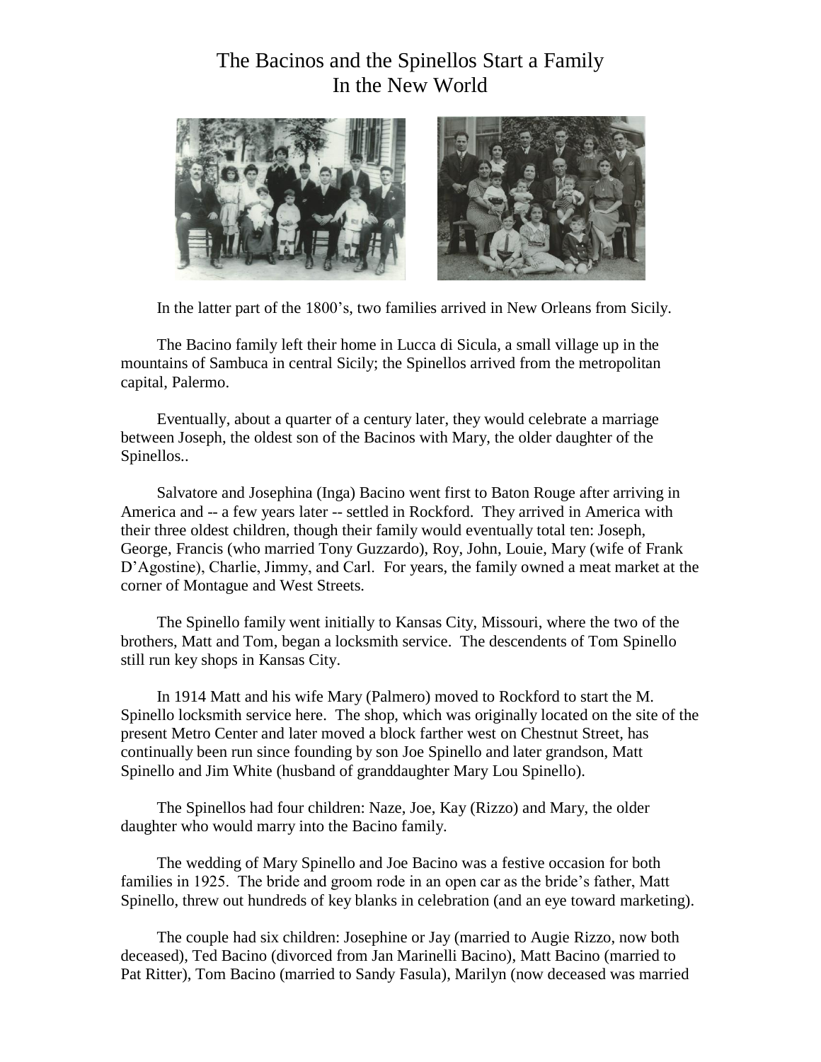# The Bacinos and the Spinellos Start a Family In the New World

In the latter part of the 1800's, two families arrived in New Orleans from Sicily.

The Bacino family left their home in Lucca di Sicula, a small village up in the mountains of Sambuca in central Sicily; the Spinellos arrived from the metropolitan capital, Palermo.

Eventually, about a quarter of a century later, they would celebrate a marriage between Joseph, the oldest son of the Bacinos with Mary, the older daughter of the Spinellos..

Salvatore and Josephina (Inga) Bacino went first to Baton Rouge after arriving in America and -- a few years later -- settled in Rockford. They arrived in America with their three oldest children, though their family would eventually total ten: Joseph, George, Francis (who married Tony Guzzardo), Roy, John, Louie, Mary (wife of Frank D'Agostine), Charlie, Jimmy, and Carl. For years, the family owned a meat market at the corner of Montague and West Streets.

The Spinello family went initially to Kansas City, Missouri, where the two of the brothers, Matt and Tom, began a locksmith service. The descendents of Tom Spinello still run key shops in Kansas City.

In 1914 Matt and his wife Mary (Palmero) moved to Rockford to start the M. Spinello locksmith service here. The shop, which was originally located on the site of the present Metro Center and later moved a block farther west on Chestnut Street, has continually been run since founding by son Joe Spinello and later grandson, Matt Spinello and Jim White (husband of granddaughter Mary Lou Spinello).

The Spinellos had four children: Naze, Joe, Kay (Rizzo) and Mary, the older daughter who would marry into the Bacino family.

The wedding of Mary Spinello and Joe Bacino was a festive occasion for both families in 1925. The bride and groom rode in an open car as the bride's father, Matt Spinello, threw out hundreds of key blanks in celebration (and an eye toward marketing).

The couple had six children: Josephine or Jay (married to Augie Rizzo, now both deceased), Ted Bacino (divorced from Jan Marinelli Bacino), Matt Bacino (married to Pat Ritter), Tom Bacino (married to Sandy Fasula), Marilyn (now deceased was married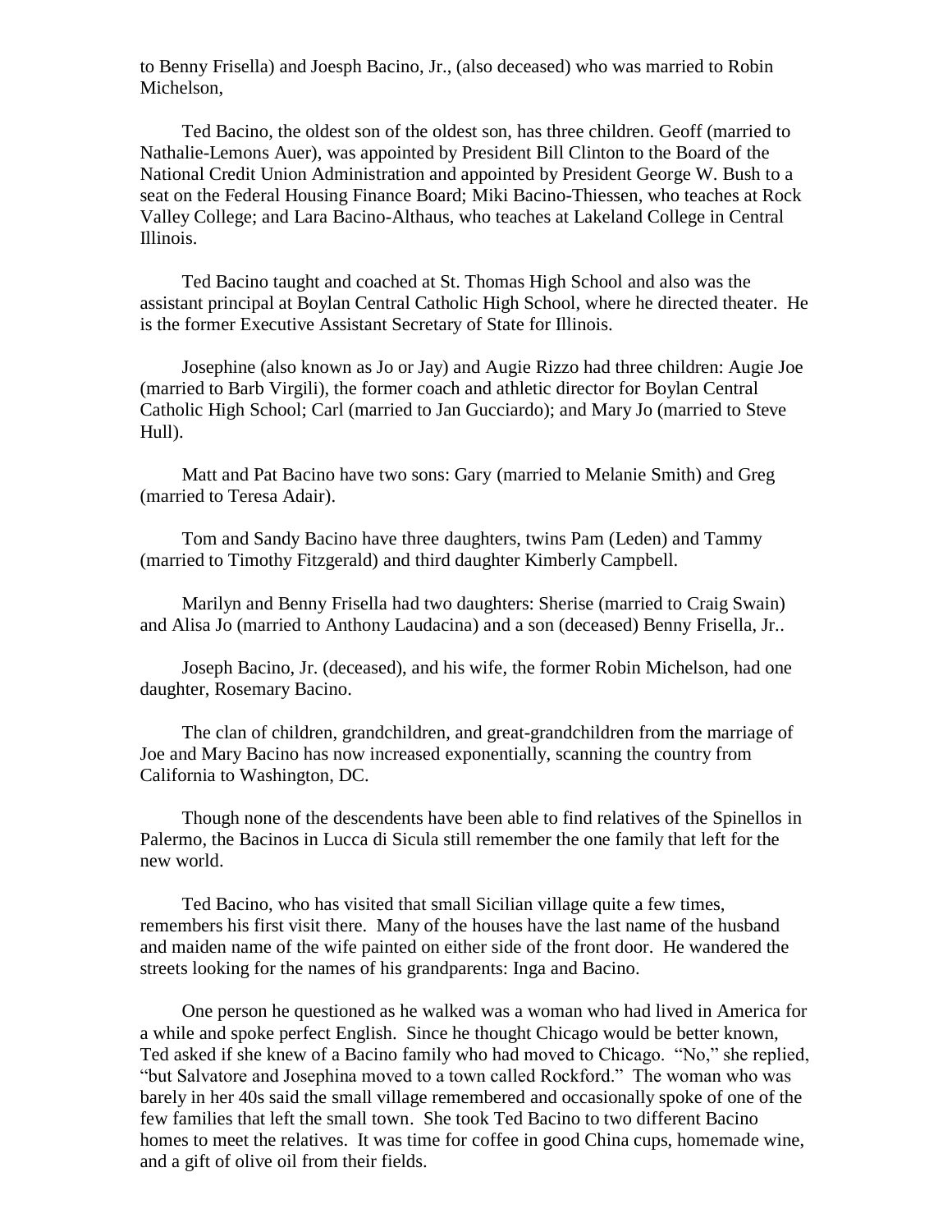to Benny Frisella) and Joesph Bacino, Jr., (also deceased) who was married to Robin Michelson,

Ted Bacino, the oldest son of the oldest son, has three children. Geoff (married to Nathalie-Lemons Auer), was appointed by President Bill Clinton to the Board of the National Credit Union Administration and appointed by President George W. Bush to a seat on the Federal Housing Finance Board; Miki Bacino-Thiessen, who teaches at Rock Valley College; and Lara Bacino-Althaus, who teaches at Lakeland College in Central Illinois.

Ted Bacino taught and coached at St. Thomas High School and also was the assistant principal at Boylan Central Catholic High School, where he directed theater. He is the former Executive Assistant Secretary of State for Illinois.

Josephine (also known as Jo or Jay) and Augie Rizzo had three children: Augie Joe (married to Barb Virgili), the former coach and athletic director for Boylan Central Catholic High School; Carl (married to Jan Gucciardo); and Mary Jo (married to Steve Hull).

Matt and Pat Bacino have two sons: Gary (married to Melanie Smith) and Greg (married to Teresa Adair).

Tom and Sandy Bacino have three daughters, twins Pam (Leden) and Tammy (married to Timothy Fitzgerald) and third daughter Kimberly Campbell.

Marilyn and Benny Frisella had two daughters: Sherise (married to Craig Swain) and Alisa Jo (married to Anthony Laudacina) and a son (deceased) Benny Frisella, Jr..

Joseph Bacino, Jr. (deceased), and his wife, the former Robin Michelson, had one daughter, Rosemary Bacino.

The clan of children, grandchildren, and great-grandchildren from the marriage of Joe and Mary Bacino has now increased exponentially, scanning the country from California to Washington, DC.

Though none of the descendents have been able to find relatives of the Spinellos in Palermo, the Bacinos in Lucca di Sicula still remember the one family that left for the new world.

Ted Bacino, who has visited that small Sicilian village quite a few times, remembers his first visit there. Many of the houses have the last name of the husband and maiden name of the wife painted on either side of the front door. He wandered the streets looking for the names of his grandparents: Inga and Bacino.

One person he questioned as he walked was a woman who had lived in America for a while and spoke perfect English. Since he thought Chicago would be better known, Ted asked if she knew of a Bacino family who had moved to Chicago. "No," she replied, "but Salvatore and Josephina moved to a town called Rockford." The woman who was barely in her 40s said the small village remembered and occasionally spoke of one of the few families that left the small town. She took Ted Bacino to two different Bacino homes to meet the relatives. It was time for coffee in good China cups, homemade wine, and a gift of olive oil from their fields.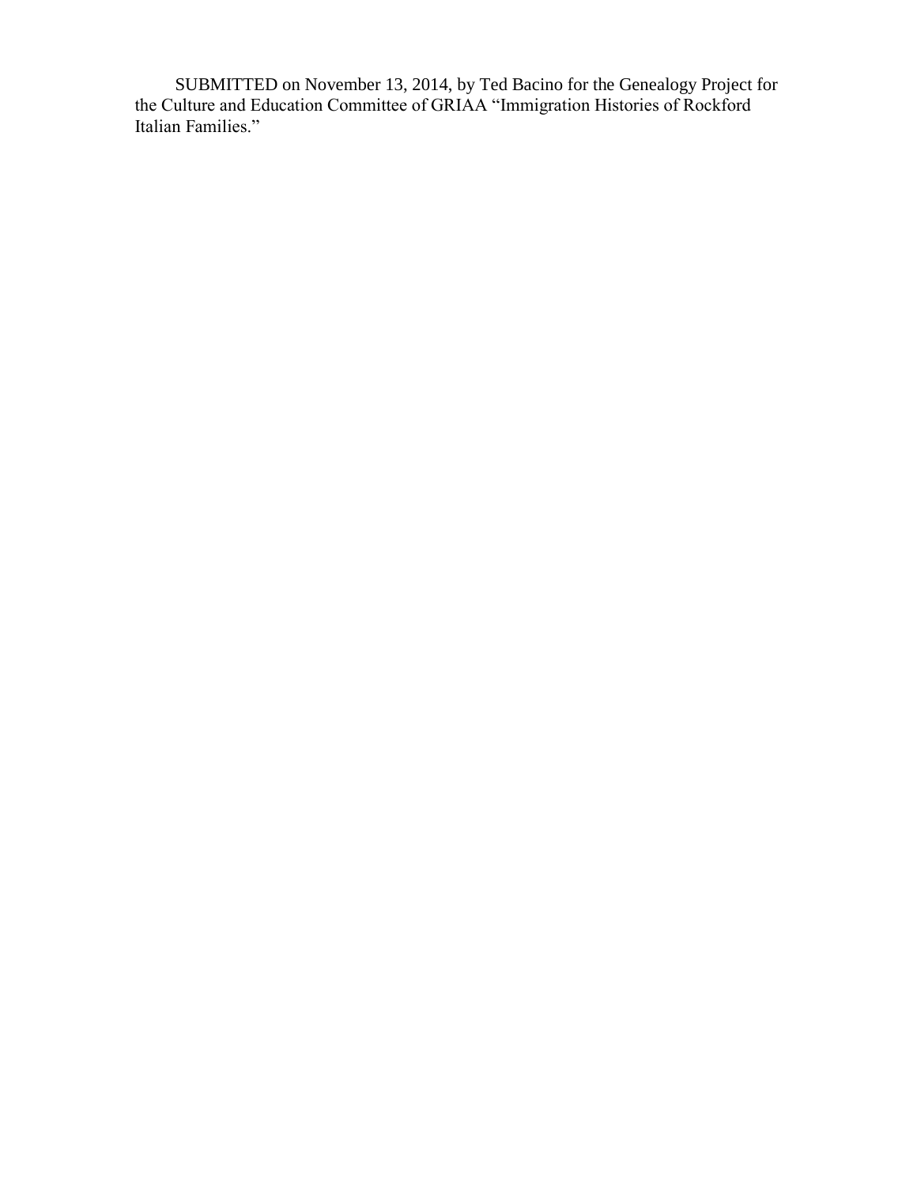SUBMITTED on November 13, 2014, by Ted Bacino for the Genealogy Project for the Culture and Education Committee of GRIAA "Immigration Histories of Rockford Italian Families."